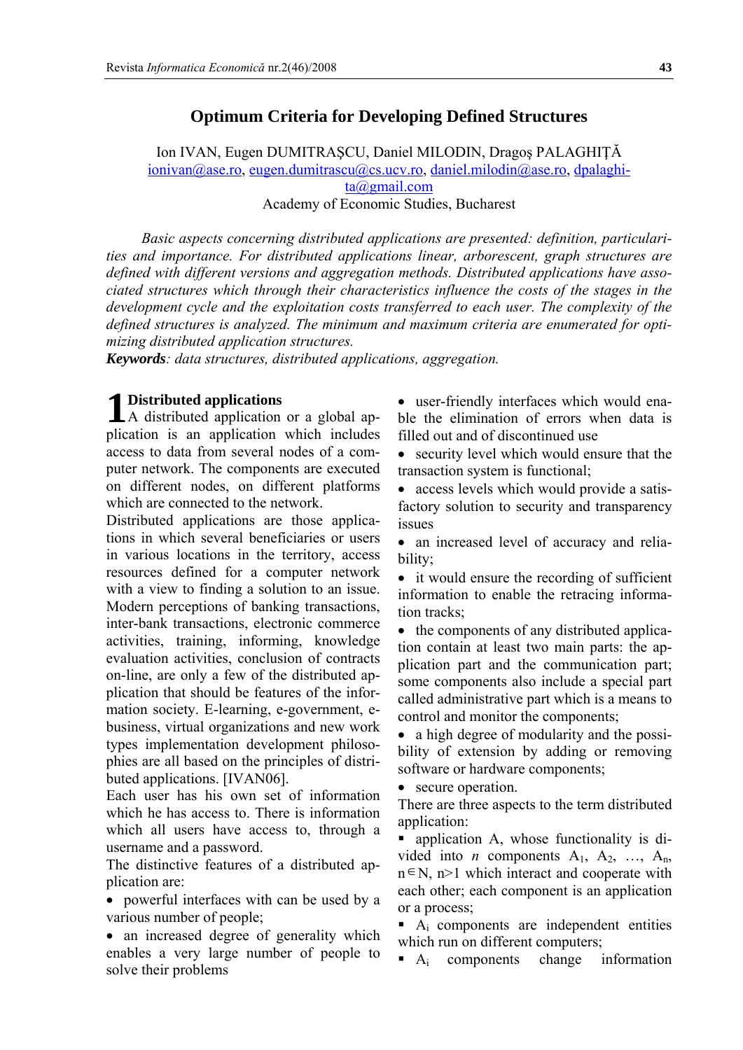# Optimum Criteria for Developing Defined Structures

Ion IVAN, Eugen DUMITRAŞCU, Daniel MILODIN, Dragoş PALAGHIŢĂ
ionivan@ase.ro, eugen.dumitrascu@cs.ucv.ro, daniel.milodin@ase.ro, dpalaghita@gmail.com
Academy of Economic Studies, Bucharest

*Basic aspects concerning distributed applications are presented: definition, particularities and importance. For distributed applications linear, arborescent, graph structures are defined with different versions and aggregation methods. Distributed applications have associated structures which through their characteristics influence the costs of the stages in the development cycle and the exploitation costs transferred to each user. The complexity of the defined structures is analyzed. The minimum and maximum criteria are enumerated for optimizing distributed application structures.*

***Keywords****: data structures, distributed applications, aggregation.*

## 1 Distributed applications

A distributed application or a global application is an application which includes access to data from several nodes of a computer network. The components are executed on different nodes, on different platforms which are connected to the network.

Distributed applications are those applications in which several beneficiaries or users in various locations in the territory, access resources defined for a computer network with a view to finding a solution to an issue. Modern perceptions of banking transactions, inter-bank transactions, electronic commerce activities, training, informing, knowledge evaluation activities, conclusion of contracts on-line, are only a few of the distributed application that should be features of the information society. E-learning, e-government, e-business, virtual organizations and new work types implementation development philosophies are all based on the principles of distributed applications. [IVAN06].

Each user has his own set of information which he has access to. There is information which all users have access to, through a username and a password.

The distinctive features of a distributed application are:

- powerful interfaces with can be used by a various number of people;
- an increased degree of generality which enables a very large number of people to solve their problems
- user-friendly interfaces which would enable the elimination of errors when data is filled out and of discontinued use
- security level which would ensure that the transaction system is functional;
- access levels which would provide a satisfactory solution to security and transparency issues
- an increased level of accuracy and reliability;
- it would ensure the recording of sufficient information to enable the retracing information tracks;
- the components of any distributed application contain at least two main parts: the application part and the communication part; some components also include a special part called administrative part which is a means to control and monitor the components;
- a high degree of modularity and the possibility of extension by adding or removing software or hardware components;
- secure operation.

There are three aspects to the term distributed application:

- application A, whose functionality is divided into $n$ components $A_1$, $A_2$, …, $A_n$, $n \in N$, $n>1$ which interact and cooperate with each other; each component is an application or a process;
- $A_i$ components are independent entities which run on different computers;
- $A_i$ components change information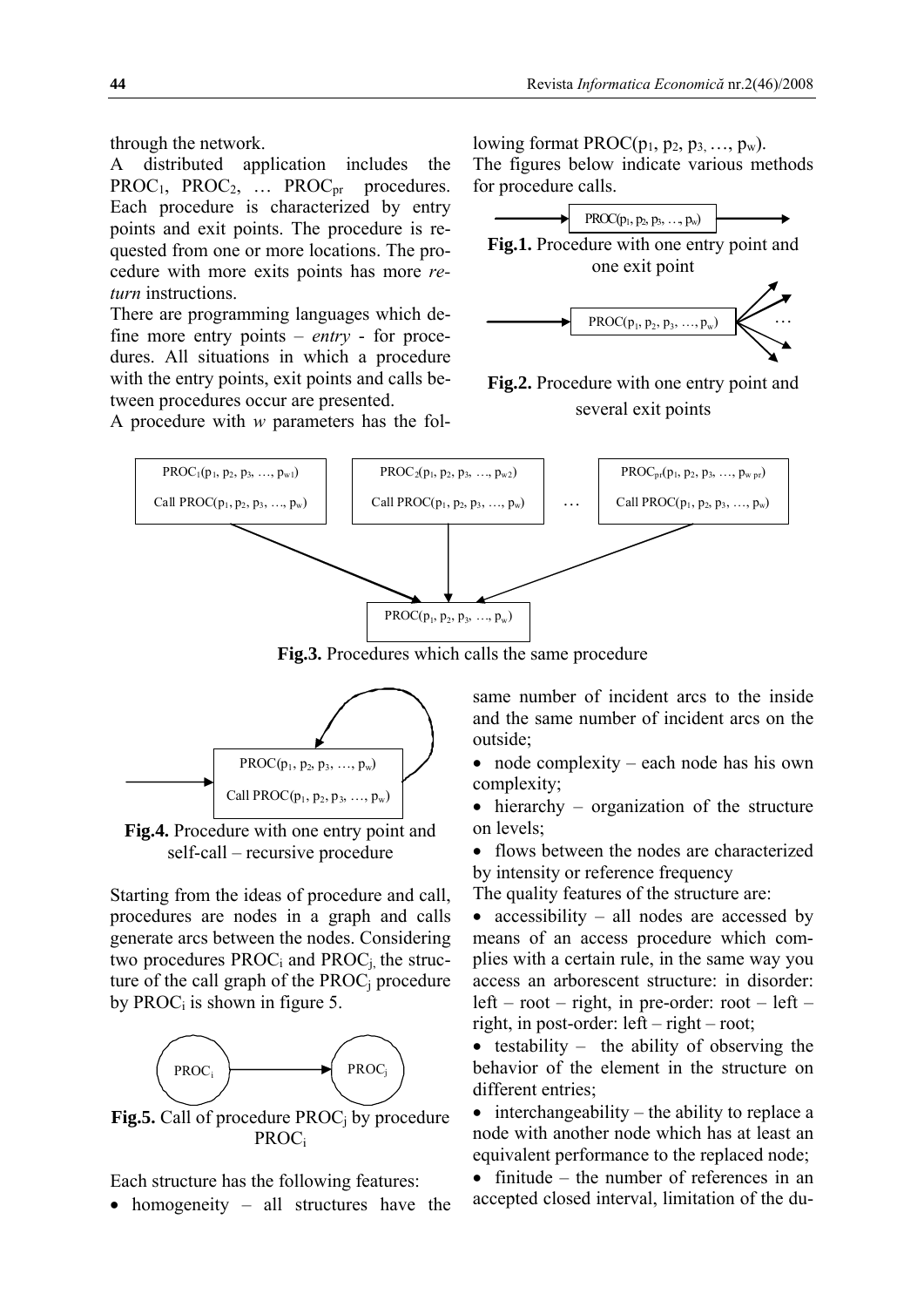through the network.

A distributed application includes the $PROC_1$, $PROC_2$, … $PROC_{pr}$ procedures. Each procedure is characterized by entry points and exit points. The procedure is requested from one or more locations. The procedure with more exits points has more *return* instructions.

There are programming languages which define more entry points – *entry* - for procedures. All situations in which a procedure with the entry points, exit points and calls between procedures occur are presented.

A procedure with *w* parameters has the following format $PROC(p_1, p_2, p_3, …, p_w)$.

The figures below indicate various methods for procedure calls.

**Fig.1.** Procedure with one entry point and one exit point

**Fig.2.** Procedure with one entry point and several exit points

**Fig.3.** Procedures which calls the same procedure

**Fig.4.** Procedure with one entry point and self-call – recursive procedure

Starting from the ideas of procedure and call, procedures are nodes in a graph and calls generate arcs between the nodes. Considering two procedures $PROC_i$ and $PROC_j$, the structure of the call graph of the $PROC_j$ procedure by $PROC_i$ is shown in figure 5.

**Fig.5.** Call of procedure $PROC_j$ by procedure $PROC_i$

Each structure has the following features:

- homogeneity – all structures have the same number of incident arcs to the inside and the same number of incident arcs on the outside;
- node complexity – each node has his own complexity;
- hierarchy – organization of the structure on levels;
- flows between the nodes are characterized by intensity or reference frequency

The quality features of the structure are:

- accessibility – all nodes are accessed by means of an access procedure which complies with a certain rule, in the same way you access an arborescent structure: in disorder: left – root – right, in pre-order: root – left – right, in post-order: left – right – root;
- testability – the ability of observing the behavior of the element in the structure on different entries;
- interchangeability – the ability to replace a node with another node which has at least an equivalent performance to the replaced node;
- finitude – the number of references in an accepted closed interval, limitation of the du-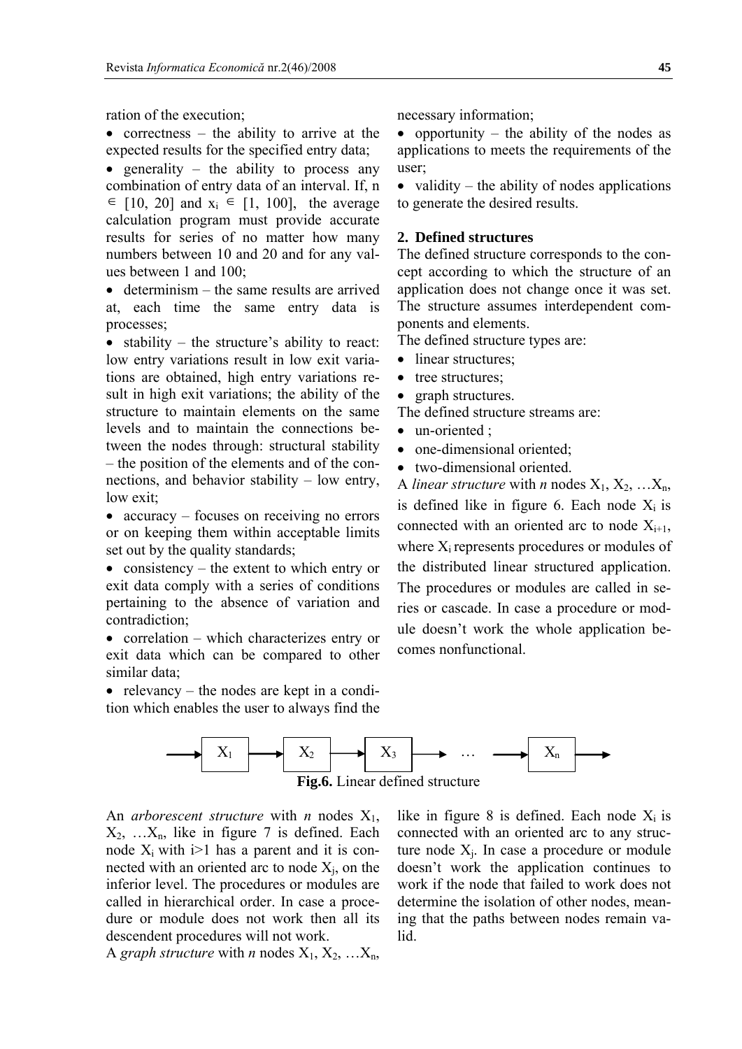ration of the execution;

- correctness – the ability to arrive at the expected results for the specified entry data;
- generality – the ability to process any combination of entry data of an interval. If, $n \in [10, 20]$ and $x_i \in [1, 100]$, the average calculation program must provide accurate results for series of no matter how many numbers between 10 and 20 and for any values between 1 and 100;
- determinism – the same results are arrived at, each time the same entry data is processes;
- stability – the structure's ability to react: low entry variations result in low exit variations are obtained, high entry variations result in high exit variations; the ability of the structure to maintain elements on the same levels and to maintain the connections between the nodes through: structural stability – the position of the elements and of the connections, and behavior stability – low entry, low exit;
- accuracy – focuses on receiving no errors or on keeping them within acceptable limits set out by the quality standards;
- consistency – the extent to which entry or exit data comply with a series of conditions pertaining to the absence of variation and contradiction;
- correlation – which characterizes entry or exit data which can be compared to other similar data;
- relevancy – the nodes are kept in a condition which enables the user to always find the necessary information;
- opportunity – the ability of the nodes as applications to meets the requirements of the user;
- validity – the ability of nodes applications to generate the desired results.

## 2. Defined structures

The defined structure corresponds to the concept according to which the structure of an application does not change once it was set. The structure assumes interdependent components and elements.

The defined structure types are:

- linear structures;
- tree structures;
- graph structures.

The defined structure streams are:

- un-oriented ;
- one-dimensional oriented;
- two-dimensional oriented.

A *linear structure* with *n* nodes $X_1, X_2, \ldots X_n$, is defined like in figure 6. Each node $X_i$ is connected with an oriented arc to node $X_{i+1}$, where $X_i$ represents procedures or modules of the distributed linear structured application. The procedures or modules are called in series or cascade. In case a procedure or module doesn't work the whole application becomes nonfunctional.

$$\rightarrow X_1 \rightarrow X_2 \rightarrow X_3 \rightarrow \ldots \rightarrow X_n \rightarrow$$

**Fig.6.** Linear defined structure

An *arborescent structure* with *n* nodes $X_1, X_2, \ldots X_n$, like in figure 7 is defined. Each node $X_i$ with $i>1$ has a parent and it is connected with an oriented arc to node $X_j$, on the inferior level. The procedures or modules are called in hierarchical order. In case a procedure or module does not work then all its descendent procedures will not work.

A *graph structure* with *n* nodes $X_1, X_2, \ldots X_n$, like in figure 8 is defined. Each node $X_i$ is connected with an oriented arc to any structure node $X_j$. In case a procedure or module doesn't work the application continues to work if the node that failed to work does not determine the isolation of other nodes, meaning that the paths between nodes remain valid.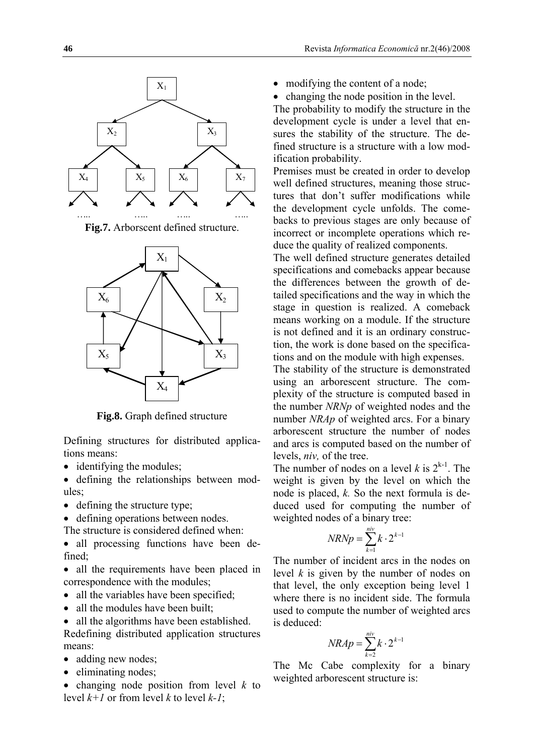**Fig.7.** Arborscent defined structure.

**Fig.8.** Graph defined structure

Defining structures for distributed applications means:

- identifying the modules;
- defining the relationships between modules;
- defining the structure type;
- defining operations between nodes.

The structure is considered defined when:

- all processing functions have been defined;
- all the requirements have been placed in correspondence with the modules;
- all the variables have been specified;
- all the modules have been built;
- all the algorithms have been established.

Redefining distributed application structures means:

- adding new nodes;
- eliminating nodes;
- changing node position from level $k$ to level $k+1$ or from level $k$ to level $k-1$;
- modifying the content of a node;
- changing the node position in the level.

The probability to modify the structure in the development cycle is under a level that ensures the stability of the structure. The defined structure is a structure with a low modification probability.

Premises must be created in order to develop well defined structures, meaning those structures that don't suffer modifications while the development cycle unfolds. The comebacks to previous stages are only because of incorrect or incomplete operations which reduce the quality of realized components.

The well defined structure generates detailed specifications and comebacks appear because the differences between the growth of detailed specifications and the way in which the stage in question is realized. A comeback means working on a module. If the structure is not defined and it is an ordinary construction, the work is done based on the specifications and on the module with high expenses.

The stability of the structure is demonstrated using an arborescent structure. The complexity of the structure is computed based in the number *NRNp* of weighted nodes and the number *NRAp* of weighted arcs. For a binary arborescent structure the number of nodes and arcs is computed based on the number of levels, *niv,* of the tree.

The number of nodes on a level $k$ is $2^{k-1}$. The weight is given by the level on which the node is placed, $k$. So the next formula is deduced used for computing the number of weighted nodes of a binary tree:

$$NRNp = \sum_{k=1}^{niv} k \cdot 2^{k-1}$$

The number of incident arcs in the nodes on level $k$ is given by the number of nodes on that level, the only exception being level 1 where there is no incident side. The formula used to compute the number of weighted arcs is deduced:

$$NRAp = \sum_{k=2}^{niv} k \cdot 2^{k-1}$$

The Mc Cabe complexity for a binary weighted arborescent structure is: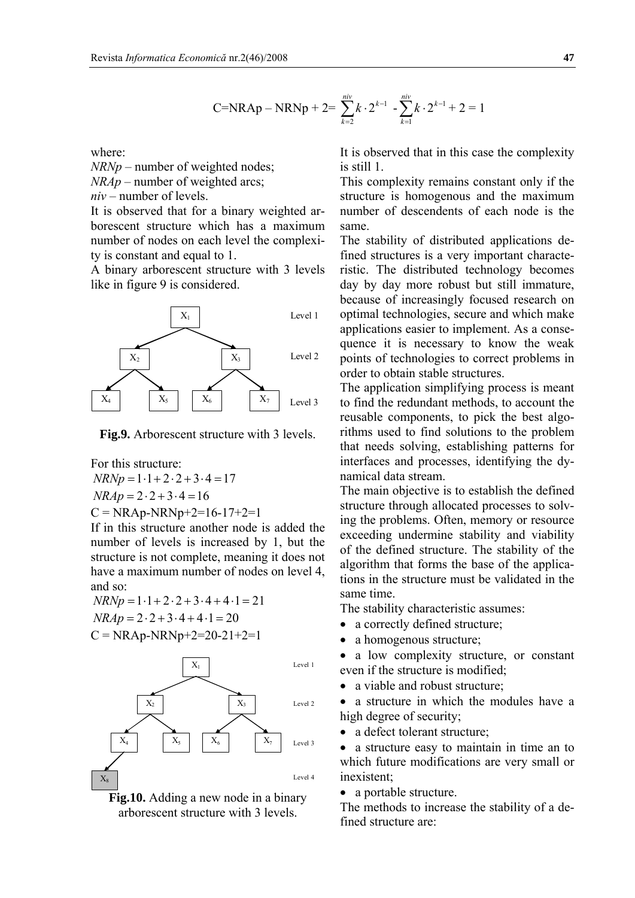$$C = NRAp - NRNp + 2 = \sum_{k=2}^{niv} k \cdot 2^{k-1} - \sum_{k=1}^{niv} k \cdot 2^{k-1} + 2 = 1$$

where:

*NRNp* – number of weighted nodes;

*NRAp* – number of weighted arcs;

*niv* – number of levels.

It is observed that for a binary weighted arborescent structure which has a maximum number of nodes on each level the complexity is constant and equal to 1.

A binary arborescent structure with 3 levels like in figure 9 is considered.

**Fig.9.** Arborescent structure with 3 levels.

For this structure:

$NRNp = 1 \cdot 1 + 2 \cdot 2 + 3 \cdot 4 = 17$

$NRAp = 2 \cdot 2 + 3 \cdot 4 = 16$

C = NRAp-NRNp+2=16-17+2=1

If in this structure another node is added the number of levels is increased by 1, but the structure is not complete, meaning it does not have a maximum number of nodes on level 4, and so:

$NRNp = 1 \cdot 1 + 2 \cdot 2 + 3 \cdot 4 + 4 \cdot 1 = 21$

$NRAp = 2 \cdot 2 + 3 \cdot 4 + 4 \cdot 1 = 20$

C = NRAp-NRNp+2=20-21+2=1

**Fig.10.** Adding a new node in a binary arborescent structure with 3 levels.

It is observed that in this case the complexity is still 1.

This complexity remains constant only if the structure is homogenous and the maximum number of descendents of each node is the same.

The stability of distributed applications defined structures is a very important characteristic. The distributed technology becomes day by day more robust but still immature, because of increasingly focused research on optimal technologies, secure and which make applications easier to implement. As a consequence it is necessary to know the weak points of technologies to correct problems in order to obtain stable structures.

The application simplifying process is meant to find the redundant methods, to account the reusable components, to pick the best algorithms used to find solutions to the problem that needs solving, establishing patterns for interfaces and processes, identifying the dynamical data stream.

The main objective is to establish the defined structure through allocated processes to solving the problems. Often, memory or resource exceeding undermine stability and viability of the defined structure. The stability of the algorithm that forms the base of the applications in the structure must be validated in the same time.

The stability characteristic assumes:

- a correctly defined structure;
- a homogenous structure;
- a low complexity structure, or constant even if the structure is modified;
- a viable and robust structure;
- a structure in which the modules have a high degree of security;
- a defect tolerant structure;
- a structure easy to maintain in time an to which future modifications are very small or inexistent;
- a portable structure.

The methods to increase the stability of a defined structure are: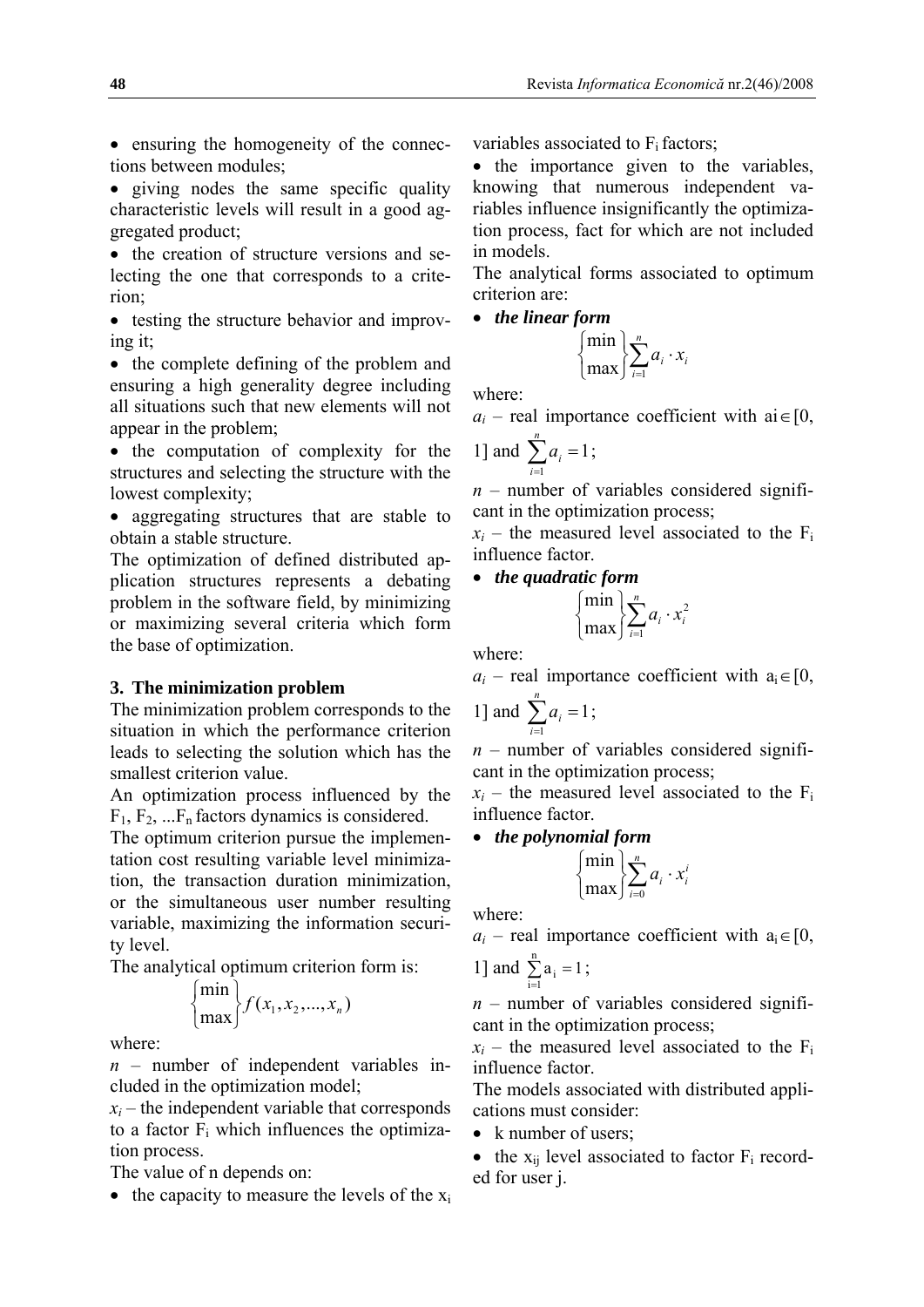- ensuring the homogeneity of the connections between modules;
- giving nodes the same specific quality characteristic levels will result in a good aggregated product;
- the creation of structure versions and selecting the one that corresponds to a criterion;
- testing the structure behavior and improving it;
- the complete defining of the problem and ensuring a high generality degree including all situations such that new elements will not appear in the problem;
- the computation of complexity for the structures and selecting the structure with the lowest complexity;
- aggregating structures that are stable to obtain a stable structure.

The optimization of defined distributed application structures represents a debating problem in the software field, by minimizing or maximizing several criteria which form the base of optimization.

## 3. The minimization problem

The minimization problem corresponds to the situation in which the performance criterion leads to selecting the solution which has the smallest criterion value.

An optimization process influenced by the $F_1, F_2, ...F_n$ factors dynamics is considered.

The optimum criterion pursue the implementation cost resulting variable level minimization, the transaction duration minimization, or the simultaneous user number resulting variable, maximizing the information security level.

The analytical optimum criterion form is:

$$\begin{Bmatrix} \min \\ \max \end{Bmatrix} f(x_1, x_2, ..., x_n)$$

where:

$n$ – number of independent variables included in the optimization model;

$x_i$ – the independent variable that corresponds to a factor $F_i$ which influences the optimization process.

The value of n depends on:

- the capacity to measure the levels of the $x_i$ variables associated to $F_i$ factors;
- the importance given to the variables, knowing that numerous independent variables influence insignificantly the optimization process, fact for which are not included in models.

The analytical forms associated to optimum criterion are:

- ***the linear form***

$$\begin{Bmatrix} \min \\ \max \end{Bmatrix} \sum_{i=1}^{n} a_i \cdot x_i$$

where:

$a_i$ – real importance coefficient with $a_i \in [0, 1]$ and $\sum_{i=1}^{n} a_i = 1$;

$n$ – number of variables considered significant in the optimization process;

$x_i$ – the measured level associated to the $F_i$ influence factor.

- ***the quadratic form***

$$\begin{Bmatrix} \min \\ \max \end{Bmatrix} \sum_{i=1}^{n} a_i \cdot x_i^2$$

where:

$a_i$ – real importance coefficient with $a_i \in [0, 1]$ and $\sum_{i=1}^{n} a_i = 1$;

$n$ – number of variables considered significant in the optimization process;

$x_i$ – the measured level associated to the $F_i$ influence factor.

- ***the polynomial form***

$$\begin{Bmatrix} \min \\ \max \end{Bmatrix} \sum_{i=0}^{n} a_i \cdot x_i^i$$

where:

$a_i$ – real importance coefficient with $a_i \in [0, 1]$ and $\sum_{i=1}^{n} a_i = 1$;

$n$ – number of variables considered significant in the optimization process;

$x_i$ – the measured level associated to the $F_i$ influence factor.

The models associated with distributed applications must consider:

- k number of users;
- the $x_{ij}$ level associated to factor $F_i$ recorded for user j.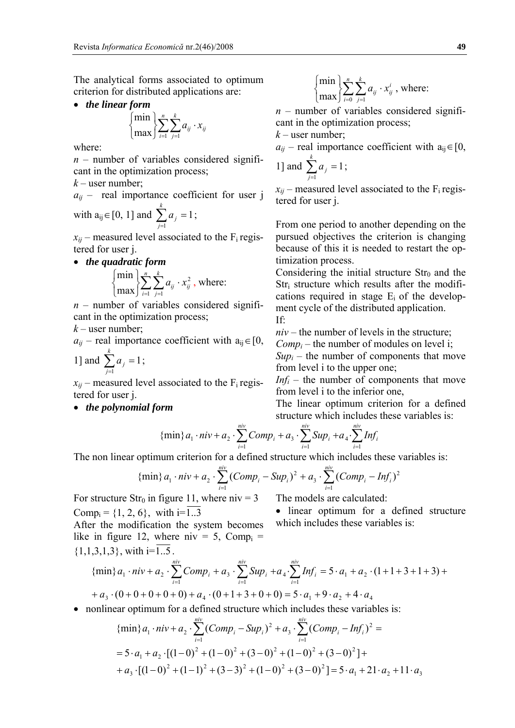The analytical forms associated to optimum criterion for distributed applications are:

- ***the linear form***

$$\begin{Bmatrix} \min \\ \max \end{Bmatrix} \sum_{i=1}^{n} \sum_{j=1}^{k} a_{ij} \cdot x_{ij}$$

where:

$n$ – number of variables considered significant in the optimization process;

$k$ – user number;

$a_{ij}$ – real importance coefficient for user j with $a_{ij} \in [0, 1]$ and $\sum_{j=1}^{k} a_j = 1$;

$x_{ij}$ – measured level associated to the $F_i$ registered for user j.

- ***the quadratic form***

$$\begin{Bmatrix} \min \\ \max \end{Bmatrix} \sum_{i=1}^{n} \sum_{j=1}^{k} a_{ij} \cdot x_{ij}^2 \text{, where:}$$

$n$ – number of variables considered significant in the optimization process;

$k$ – user number;

$a_{ij}$ – real importance coefficient with $a_{ij} \in [0, 1]$ and $\sum_{j=1}^{k} a_j = 1$;

$x_{ij}$ – measured level associated to the $F_i$ registered for user j.

- ***the polynomial form***

$$\begin{Bmatrix} \min \\ \max \end{Bmatrix} \sum_{i=0}^{n} \sum_{j=1}^{k} a_{ij} \cdot x_{ij}^{i} \text{, where:}$$

$n$ – number of variables considered significant in the optimization process;

$k$ – user number;

$a_{ij}$ – real importance coefficient with $a_{ij} \in [0, 1]$ and $\sum_{j=1}^{k} a_j = 1$;

$x_{ij}$ – measured level associated to the $F_i$ registered for user j.

From one period to another depending on the pursued objectives the criterion is changing because of this it is needed to restart the optimization process.

Considering the initial structure $Str_0$ and the $Str_i$ structure which results after the modifications required in stage $E_i$ of the development cycle of the distributed application.

If:

$niv$ – the number of levels in the structure;

$Comp_i$ – the number of modules on level i;

$Sup_i$ – the number of components that move from level i to the upper one;

$Inf_i$ – the number of components that move from level i to the inferior one,

The linear optimum criterion for a defined structure which includes these variables is:

$$\{\min\} a_1 \cdot niv + a_2 \cdot \sum_{i=1}^{niv} Comp_i + a_3 \cdot \sum_{i=1}^{niv} Sup_i + a_4 \cdot \sum_{i=1}^{niv} Inf_i$$

The non linear optimum criterion for a defined structure which includes these variables is:

$$\{\min\} a_1 \cdot niv + a_2 \cdot \sum_{i=1}^{niv} (Comp_i - Sup_i)^2 + a_3 \cdot \sum_{i=1}^{niv} (Comp_i - Inf_i)^2$$

For structure $Str_0$ in figure 11, where niv = 3 $Comp_i = \{1, 2, 6\}$, with $i=\overline{1..3}$

After the modification the system becomes like in figure 12, where niv = 5, $Comp_i = \{1,1,3,1,3\}$, with $i=\overline{1..5}$.

The models are calculated:

- linear optimum for a defined structure which includes these variables is:

$$\{\min\} a_1 \cdot niv + a_2 \cdot \sum_{i=1}^{niv} Comp_i + a_3 \cdot \sum_{i=1}^{niv} Sup_i + a_4 \cdot \sum_{i=1}^{niv} Inf_i = 5 \cdot a_1 + a_2 \cdot (1+1+3+1+3) +$$
$$+ a_3 \cdot (0+0+0+0+0) + a_4 \cdot (0+1+3+0+0) = 5 \cdot a_1 + 9 \cdot a_2 + 4 \cdot a_4$$

- nonlinear optimum for a defined structure which includes these variables is:

$$\{\min\} a_1 \cdot niv + a_2 \cdot \sum_{i=1}^{niv} (Comp_i - Sup_i)^2 + a_3 \cdot \sum_{i=1}^{niv} (Comp_i - Inf_i)^2 =$$
$$= 5 \cdot a_1 + a_2 \cdot [(1-0)^2 + (1-0)^2 + (3-0)^2 + (1-0)^2 + (3-0)^2] +$$
$$+ a_3 \cdot [(1-0)^2 + (1-1)^2 + (3-3)^2 + (1-0)^2 + (3-0)^2] = 5 \cdot a_1 + 21 \cdot a_2 + 11 \cdot a_3$$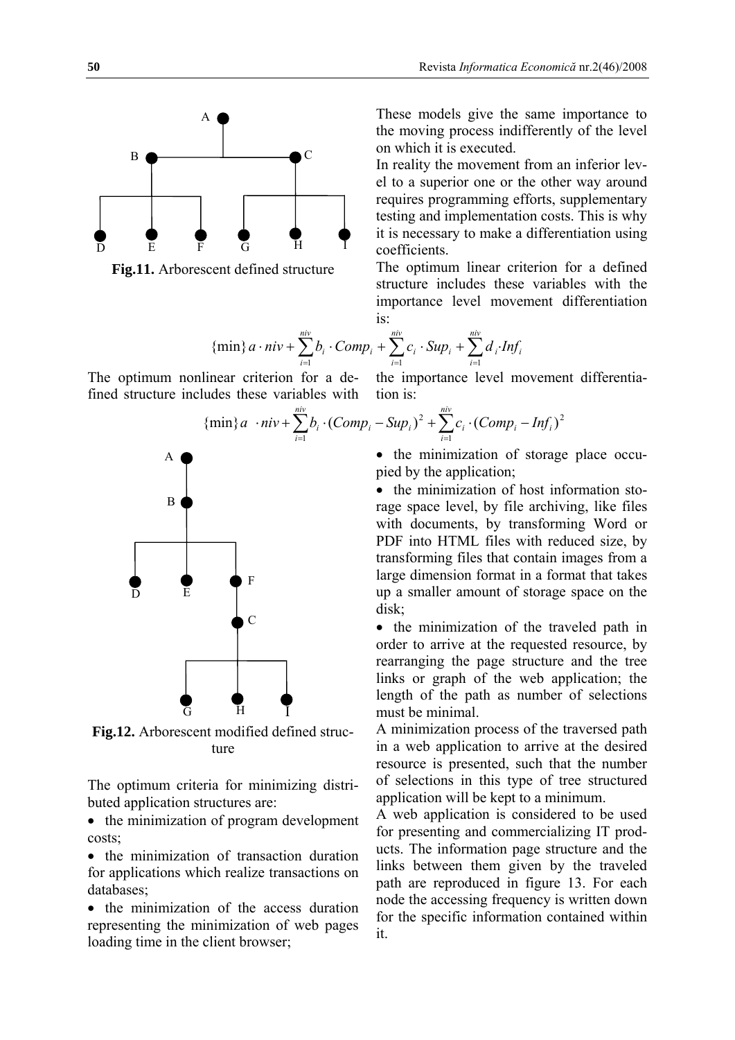**Fig.11.** Arborescent defined structure

These models give the same importance to the moving process indifferently of the level on which it is executed.

In reality the movement from an inferior level to a superior one or the other way around requires programming efforts, supplementary testing and implementation costs. This is why it is necessary to make a differentiation using coefficients.

The optimum linear criterion for a defined structure includes these variables with the importance level movement differentiation is:

$$\{\min\} a \cdot niv + \sum_{i=1}^{niv} b_i \cdot Comp_i + \sum_{i=1}^{niv} c_i \cdot Sup_i + \sum_{i=1}^{niv} d_i \cdot Inf_i$$

The optimum nonlinear criterion for a defined structure includes these variables with the importance level movement differentiation is:

$$\{\min\} a \cdot niv + \sum_{i=1}^{niv} b_i \cdot (Comp_i - Sup_i)^2 + \sum_{i=1}^{niv} c_i \cdot (Comp_i - Inf_i)^2$$

**Fig.12.** Arborescent modified defined structure

The optimum criteria for minimizing distributed application structures are:

- the minimization of program development costs;
- the minimization of transaction duration for applications which realize transactions on databases;
- the minimization of the access duration representing the minimization of web pages loading time in the client browser;
- the minimization of storage place occupied by the application;
- the minimization of host information storage space level, by file archiving, like files with documents, by transforming Word or PDF into HTML files with reduced size, by transforming files that contain images from a large dimension format in a format that takes up a smaller amount of storage space on the disk;
- the minimization of the traveled path in order to arrive at the requested resource, by rearranging the page structure and the tree links or graph of the web application; the length of the path as number of selections must be minimal.

A minimization process of the traversed path in a web application to arrive at the desired resource is presented, such that the number of selections in this type of tree structured application will be kept to a minimum.

A web application is considered to be used for presenting and commercializing IT products. The information page structure and the links between them given by the traveled path are reproduced in figure 13. For each node the accessing frequency is written down for the specific information contained within it.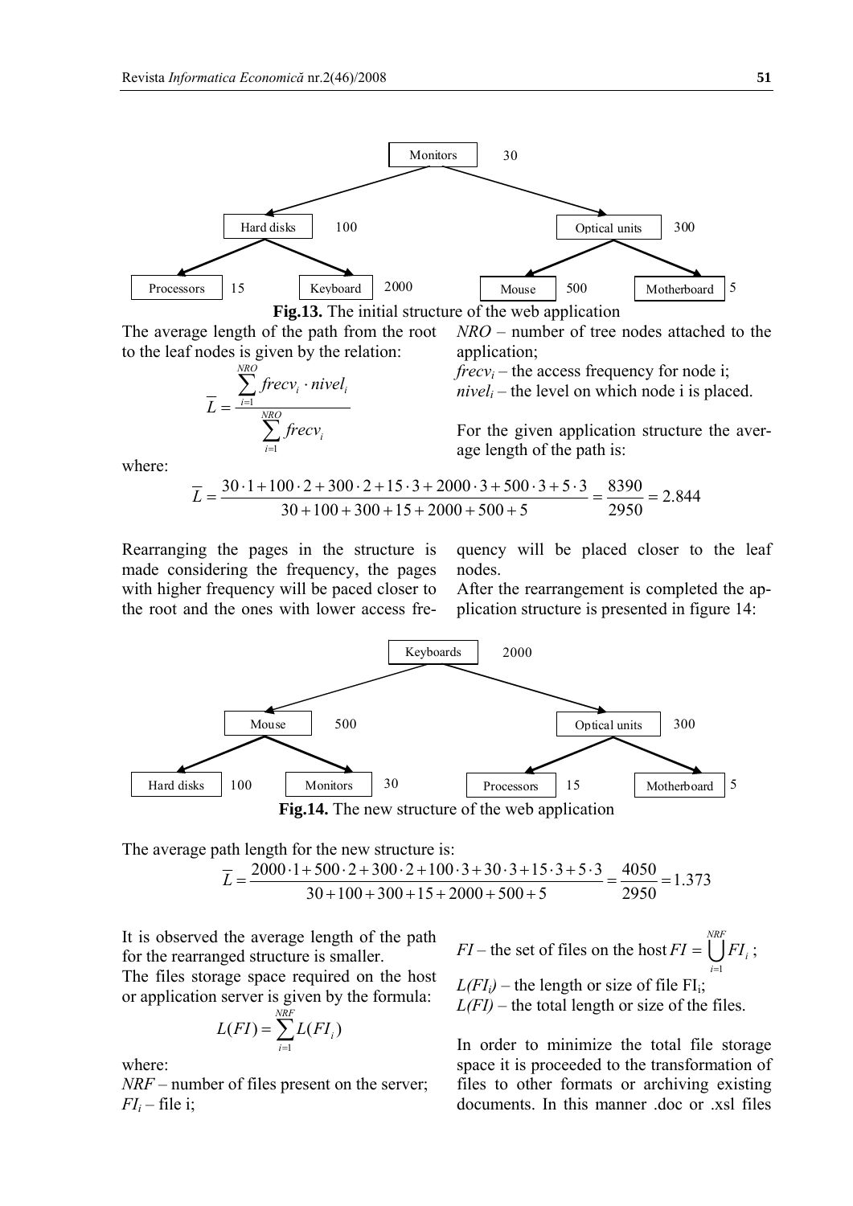**Fig.13.** The initial structure of the web application

The average length of the path from the root to the leaf nodes is given by the relation:

$$\overline{L} = \frac{\sum_{i=1}^{NRO} frecv_i \cdot nivel_i}{\sum_{i=1}^{NRO} frecv_i}$$

where:

*NRO* – number of tree nodes attached to the application;

$frecv_i$ – the access frequency for node i;

$nivel_i$ – the level on which node i is placed.

For the given application structure the average length of the path is:

$$\overline{L} = \frac{30 \cdot 1 + 100 \cdot 2 + 300 \cdot 2 + 15 \cdot 3 + 2000 \cdot 3 + 500 \cdot 3 + 5 \cdot 3}{30 + 100 + 300 + 15 + 2000 + 500 + 5} = \frac{8390}{2950} = 2.844$$

Rearranging the pages in the structure is made considering the frequency, the pages with higher frequency will be paced closer to the root and the ones with lower access frequency will be placed closer to the leaf nodes.

After the rearrangement is completed the application structure is presented in figure 14:

**Fig.14.** The new structure of the web application

The average path length for the new structure is:

$$\overline{L} = \frac{2000 \cdot 1 + 500 \cdot 2 + 300 \cdot 2 + 100 \cdot 3 + 30 \cdot 3 + 15 \cdot 3 + 5 \cdot 3}{30 + 100 + 300 + 15 + 2000 + 500 + 5} = \frac{4050}{2950} = 1.373$$

It is observed the average length of the path for the rearranged structure is smaller.

The files storage space required on the host or application server is given by the formula:

$$L(FI) = \sum_{i=1}^{NRF} L(FI_i)$$

where:

*NRF* – number of files present on the server;

$FI_i$ – file i;

*FI* – the set of files on the host $FI = \bigcup_{i=1}^{NRF} FI_i$;

$L(FI_i)$ – the length or size of file $FI_i$;

$L(FI)$ – the total length or size of the files.

In order to minimize the total file storage space it is proceeded to the transformation of files to other formats or archiving existing documents. In this manner .doc or .xsl files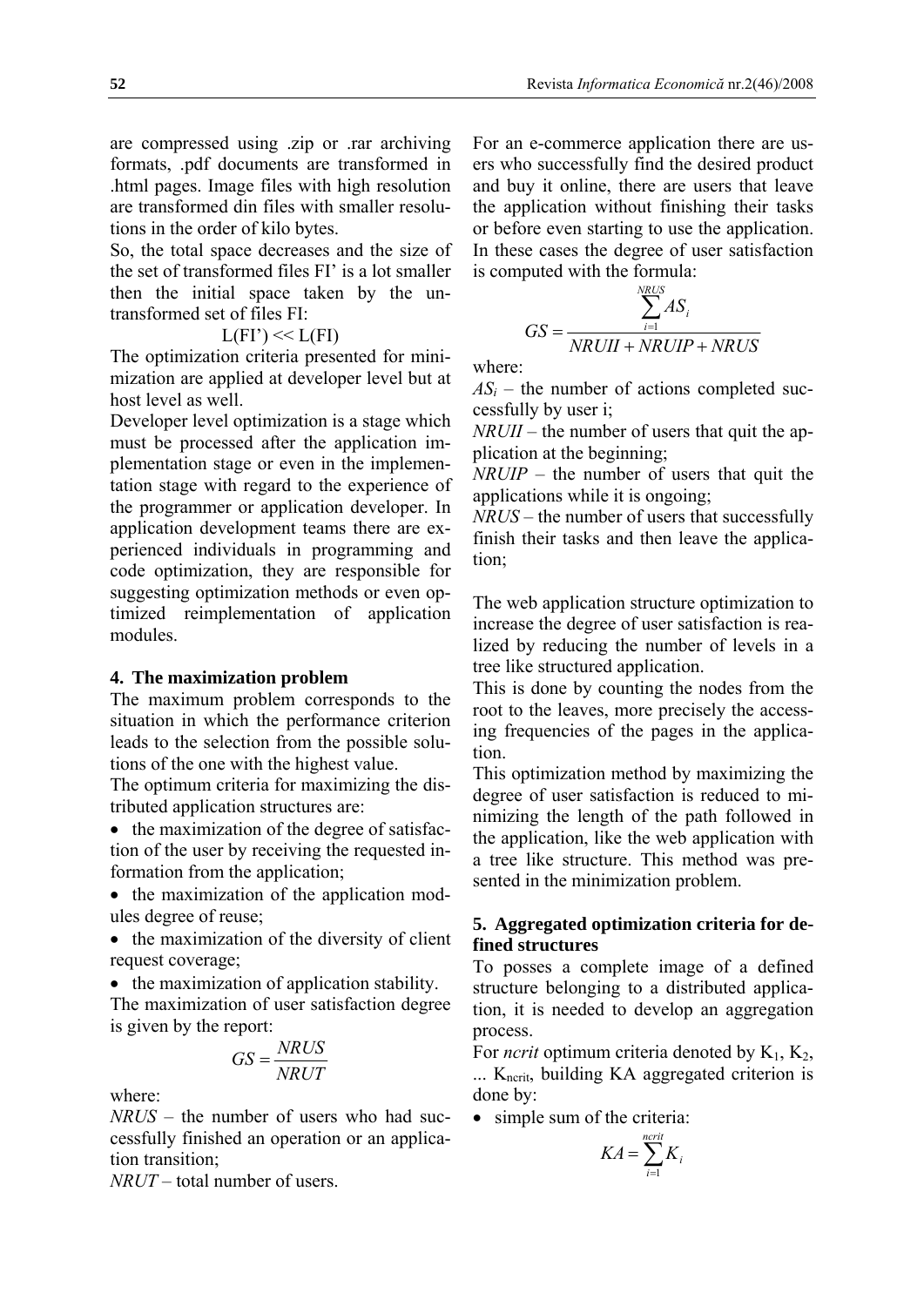are compressed using .zip or .rar archiving formats, .pdf documents are transformed in .html pages. Image files with high resolution are transformed din files with smaller resolutions in the order of kilo bytes.

So, the total space decreases and the size of the set of transformed files FI' is a lot smaller then the initial space taken by the untransformed set of files FI:

$$L(FI') << L(FI)$$

The optimization criteria presented for minimization are applied at developer level but at host level as well.

Developer level optimization is a stage which must be processed after the application implementation stage or even in the implementation stage with regard to the experience of the programmer or application developer. In application development teams there are experienced individuals in programming and code optimization, they are responsible for suggesting optimization methods or even optimized reimplementation of application modules.

## 4. The maximization problem

The maximum problem corresponds to the situation in which the performance criterion leads to the selection from the possible solutions of the one with the highest value.

The optimum criteria for maximizing the distributed application structures are:

- the maximization of the degree of satisfaction of the user by receiving the requested information from the application;
- the maximization of the application modules degree of reuse;
- the maximization of the diversity of client request coverage;
- the maximization of application stability.

The maximization of user satisfaction degree is given by the report:

$$GS = \frac{NRUS}{NRUT}$$

where:

*NRUS* – the number of users who had successfully finished an operation or an application transition;

*NRUT* – total number of users.

For an e-commerce application there are users who successfully find the desired product and buy it online, there are users that leave the application without finishing their tasks or before even starting to use the application. In these cases the degree of user satisfaction is computed with the formula:

$$GS = \frac{\sum_{i=1}^{NRUS} AS_i}{NRUII + NRUIP + NRUS}$$

where:

$AS_i$ – the number of actions completed successfully by user i;

*NRUII* – the number of users that quit the application at the beginning;

*NRUIP* – the number of users that quit the applications while it is ongoing;

*NRUS* – the number of users that successfully finish their tasks and then leave the application;

The web application structure optimization to increase the degree of user satisfaction is realized by reducing the number of levels in a tree like structured application.

This is done by counting the nodes from the root to the leaves, more precisely the accessing frequencies of the pages in the application.

This optimization method by maximizing the degree of user satisfaction is reduced to minimizing the length of the path followed in the application, like the web application with a tree like structure. This method was presented in the minimization problem.

## 5. Aggregated optimization criteria for defined structures

To posses a complete image of a defined structure belonging to a distributed application, it is needed to develop an aggregation process.

For *ncrit* optimum criteria denoted by $K_1$, $K_2$, ... $K_{ncrit}$, building KA aggregated criterion is done by:

- simple sum of the criteria:

$$KA = \sum_{i=1}^{ncrit} K_i$$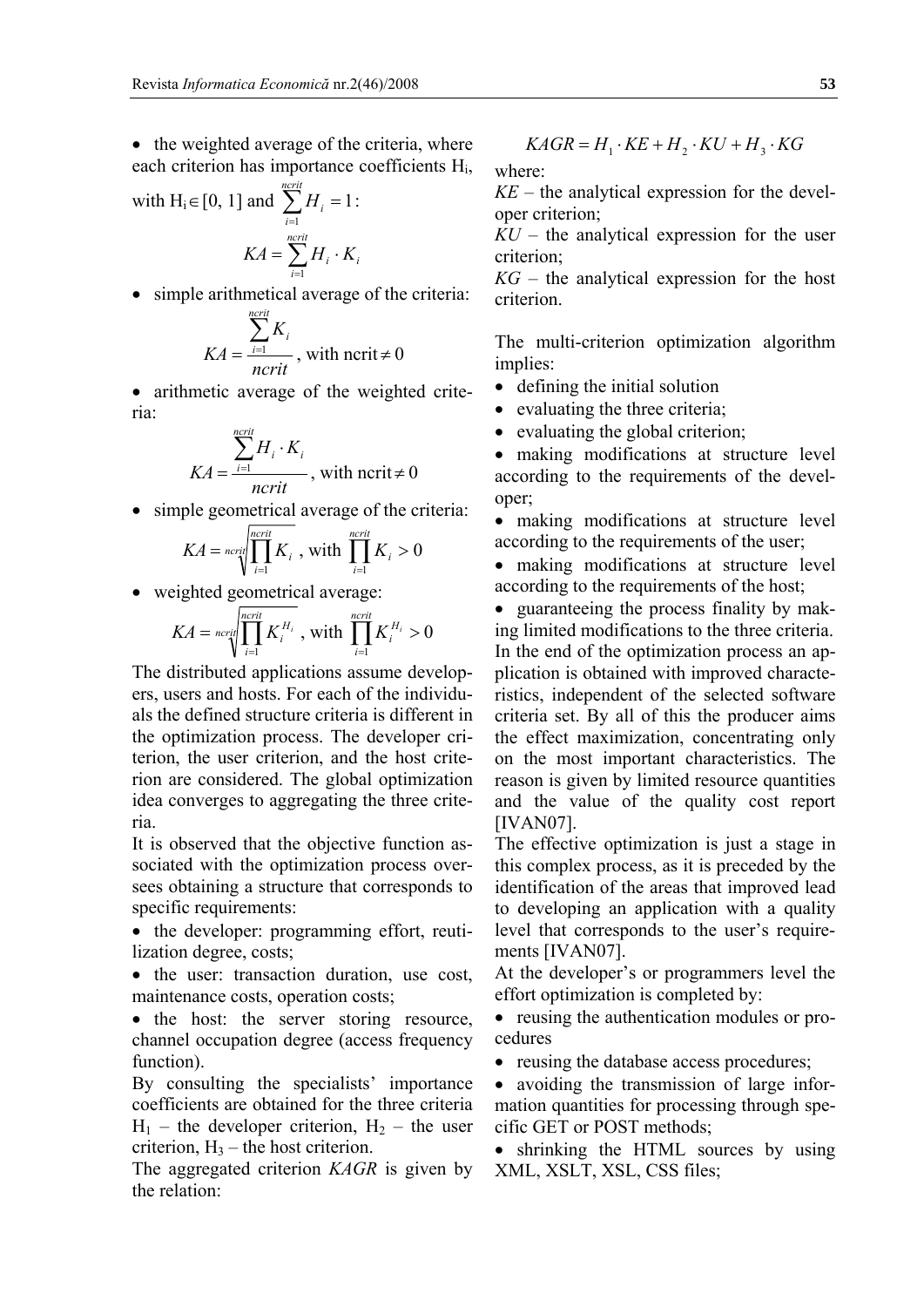- the weighted average of the criteria, where each criterion has importance coefficients $H_i$, with $H_i \in [0, 1]$ and $\sum_{i=1}^{ncrit} H_i = 1$:

$$KA = \sum_{i=1}^{ncrit} H_i \cdot K_i$$

- simple arithmetical average of the criteria:

$$KA = \frac{\sum_{i=1}^{ncrit} K_i}{ncrit}, \text{ with ncrit} \neq 0$$

- arithmetic average of the weighted criteria:

$$KA = \frac{\sum_{i=1}^{ncrit} H_i \cdot K_i}{ncrit}, \text{ with ncrit} \neq 0$$

- simple geometrical average of the criteria:

$$KA = \sqrt[ncrit]{\prod_{i=1}^{ncrit} K_i}, \text{ with } \prod_{i=1}^{ncrit} K_i > 0$$

- weighted geometrical average:

$$KA = \sqrt[ncrit]{\prod_{i=1}^{ncrit} K_i^{H_i}}, \text{ with } \prod_{i=1}^{ncrit} K_i^{H_i} > 0$$

The distributed applications assume developers, users and hosts. For each of the individuals the defined structure criteria is different in the optimization process. The developer criterion, the user criterion, and the host criterion are considered. The global optimization idea converges to aggregating the three criteria.

It is observed that the objective function associated with the optimization process oversees obtaining a structure that corresponds to specific requirements:

- the developer: programming effort, reutilization degree, costs;
- the user: transaction duration, use cost, maintenance costs, operation costs;
- the host: the server storing resource, channel occupation degree (access frequency function).

By consulting the specialists' importance coefficients are obtained for the three criteria $H_1$ – the developer criterion, $H_2$ – the user criterion, $H_3$ – the host criterion.

The aggregated criterion *KAGR* is given by the relation:

$$KAGR = H_1 \cdot KE + H_2 \cdot KU + H_3 \cdot KG$$

where:

*KE* – the analytical expression for the developer criterion;

*KU* – the analytical expression for the user criterion;

*KG* – the analytical expression for the host criterion.

The multi-criterion optimization algorithm implies:

- defining the initial solution
- evaluating the three criteria;
- evaluating the global criterion;
- making modifications at structure level according to the requirements of the developer;
- making modifications at structure level according to the requirements of the user;
- making modifications at structure level according to the requirements of the host;
- guaranteeing the process finality by making limited modifications to the three criteria.

In the end of the optimization process an application is obtained with improved characteristics, independent of the selected software criteria set. By all of this the producer aims the effect maximization, concentrating only on the most important characteristics. The reason is given by limited resource quantities and the value of the quality cost report [IVAN07].

The effective optimization is just a stage in this complex process, as it is preceded by the identification of the areas that improved lead to developing an application with a quality level that corresponds to the user's requirements [IVAN07].

At the developer's or programmers level the effort optimization is completed by:

- reusing the authentication modules or procedures
- reusing the database access procedures;
- avoiding the transmission of large information quantities for processing through specific GET or POST methods;
- shrinking the HTML sources by using XML, XSLT, XSL, CSS files;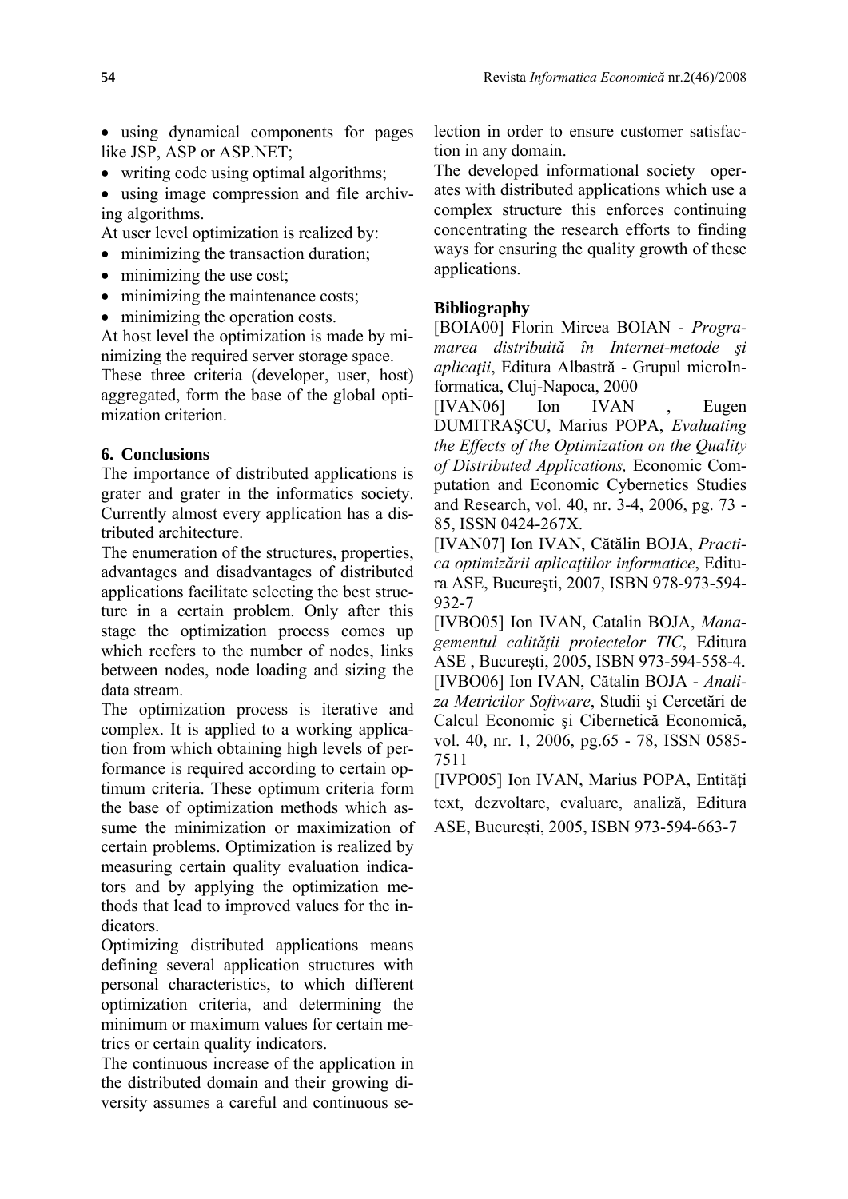- using dynamical components for pages like JSP, ASP or ASP.NET;
- writing code using optimal algorithms;
- using image compression and file archiving algorithms.

At user level optimization is realized by:

- minimizing the transaction duration;
- minimizing the use cost;
- minimizing the maintenance costs;
- minimizing the operation costs.

At host level the optimization is made by minimizing the required server storage space.

These three criteria (developer, user, host) aggregated, form the base of the global optimization criterion.

## 6. Conclusions

The importance of distributed applications is grater and grater in the informatics society. Currently almost every application has a distributed architecture.

The enumeration of the structures, properties, advantages and disadvantages of distributed applications facilitate selecting the best structure in a certain problem. Only after this stage the optimization process comes up which reefers to the number of nodes, links between nodes, node loading and sizing the data stream.

The optimization process is iterative and complex. It is applied to a working application from which obtaining high levels of performance is required according to certain optimum criteria. These optimum criteria form the base of optimization methods which assume the minimization or maximization of certain problems. Optimization is realized by measuring certain quality evaluation indicators and by applying the optimization methods that lead to improved values for the indicators.

Optimizing distributed applications means defining several application structures with personal characteristics, to which different optimization criteria, and determining the minimum or maximum values for certain metrics or certain quality indicators.

The continuous increase of the application in the distributed domain and their growing diversity assumes a careful and continuous selection in order to ensure customer satisfaction in any domain.

The developed informational society operates with distributed applications which use a complex structure this enforces continuing concentrating the research efforts to finding ways for ensuring the quality growth of these applications.

## Bibliography

[BOIA00] Florin Mircea BOIAN - *Programarea distribuită în Internet-metode şi aplicaţii*, Editura Albastră - Grupul microInformatica, Cluj-Napoca, 2000

[IVAN06] Ion IVAN , Eugen DUMITRAŞCU, Marius POPA, *Evaluating the Effects of the Optimization on the Quality of Distributed Applications,* Economic Computation and Economic Cybernetics Studies and Research, vol. 40, nr. 3-4, 2006, pg. 73 - 85, ISSN 0424-267X.

[IVAN07] Ion IVAN, Cătălin BOJA, *Practica optimizării aplicaţiilor informatice*, Editura ASE, Bucureşti, 2007, ISBN 978-973-594-932-7

[IVBO05] Ion IVAN, Catalin BOJA, *Managementul calităţii proiectelor TIC*, Editura ASE , Bucureşti, 2005, ISBN 973-594-558-4.

[IVBO06] Ion IVAN, Cătalin BOJA - *Analiza Metricilor Software*, Studii şi Cercetări de Calcul Economic şi Cibernetică Economică, vol. 40, nr. 1, 2006, pg.65 - 78, ISSN 0585-7511

[IVPO05] Ion IVAN, Marius POPA, Entităţi text, dezvoltare, evaluare, analiză, Editura ASE, Bucureşti, 2005, ISBN 973-594-663-7